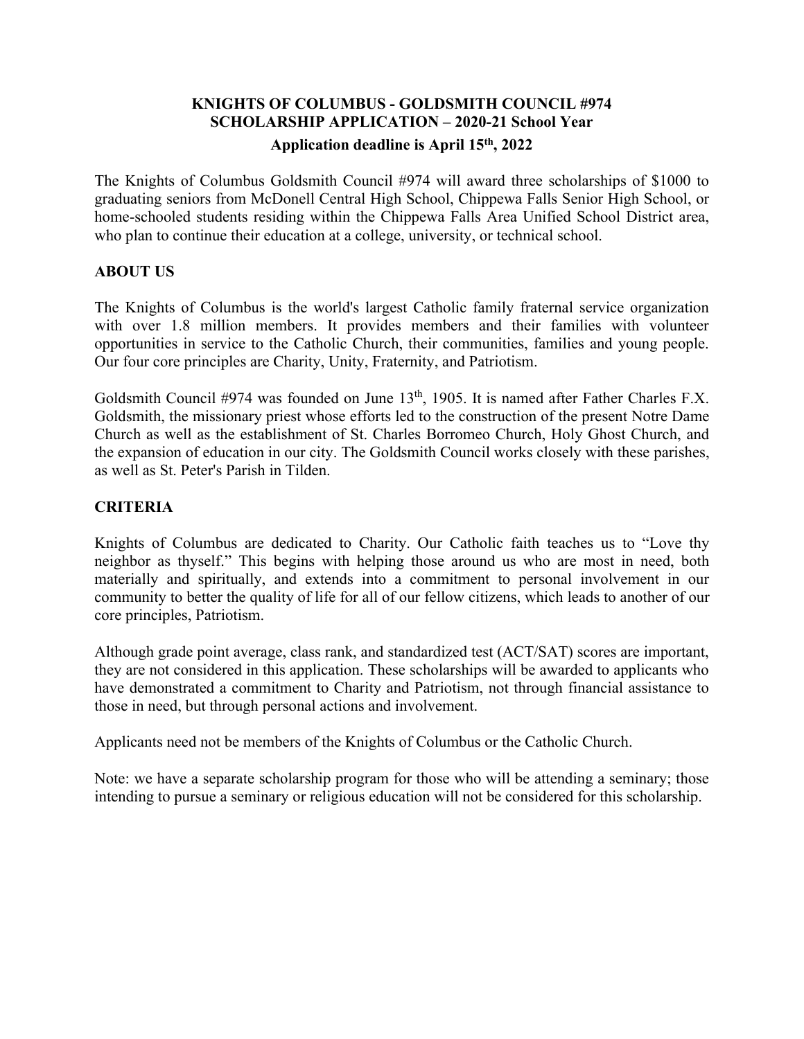## KNIGHTS OF COLUMBUS - GOLDSMITH COUNCIL #974
## SCHOLARSHIP APPLICATION – 2020-21 School Year
### Application deadline is April 15th, 2022

The Knights of Columbus Goldsmith Council #974 will award three scholarships of $1000 to graduating seniors from McDonell Central High School, Chippewa Falls Senior High School, or home-schooled students residing within the Chippewa Falls Area Unified School District area, who plan to continue their education at a college, university, or technical school.

### ABOUT US

The Knights of Columbus is the world's largest Catholic family fraternal service organization with over 1.8 million members. It provides members and their families with volunteer opportunities in service to the Catholic Church, their communities, families and young people. Our four core principles are Charity, Unity, Fraternity, and Patriotism.

Goldsmith Council #974 was founded on June 13th, 1905. It is named after Father Charles F.X. Goldsmith, the missionary priest whose efforts led to the construction of the present Notre Dame Church as well as the establishment of St. Charles Borromeo Church, Holy Ghost Church, and the expansion of education in our city. The Goldsmith Council works closely with these parishes, as well as St. Peter's Parish in Tilden.

### CRITERIA

Knights of Columbus are dedicated to Charity. Our Catholic faith teaches us to "Love thy neighbor as thyself." This begins with helping those around us who are most in need, both materially and spiritually, and extends into a commitment to personal involvement in our community to better the quality of life for all of our fellow citizens, which leads to another of our core principles, Patriotism.

Although grade point average, class rank, and standardized test (ACT/SAT) scores are important, they are not considered in this application. These scholarships will be awarded to applicants who have demonstrated a commitment to Charity and Patriotism, not through financial assistance to those in need, but through personal actions and involvement.

Applicants need not be members of the Knights of Columbus or the Catholic Church.

Note: we have a separate scholarship program for those who will be attending a seminary; those intending to pursue a seminary or religious education will not be considered for this scholarship.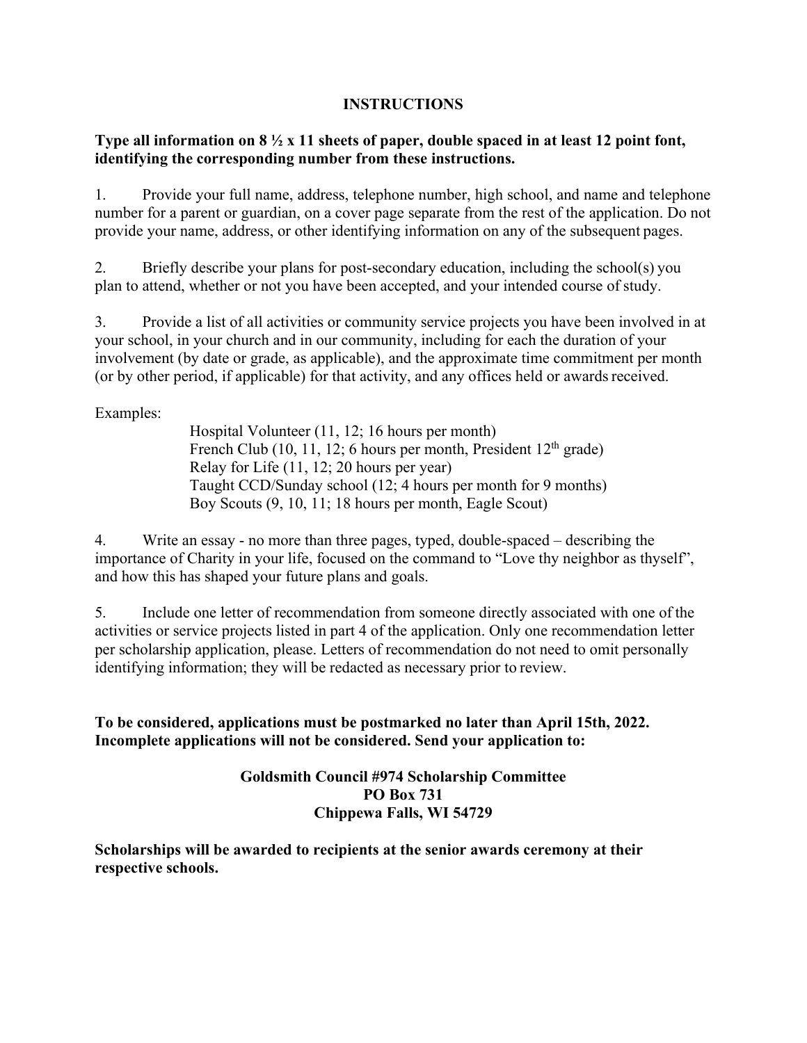## INSTRUCTIONS

**Type all information on 8 ½ x 11 sheets of paper, double spaced in at least 12 point font, identifying the corresponding number from these instructions.**

1. Provide your full name, address, telephone number, high school, and name and telephone number for a parent or guardian, on a cover page separate from the rest of the application. Do not provide your name, address, or other identifying information on any of the subsequent pages.

2. Briefly describe your plans for post-secondary education, including the school(s) you plan to attend, whether or not you have been accepted, and your intended course of study.

3. Provide a list of all activities or community service projects you have been involved in at your school, in your church and in our community, including for each the duration of your involvement (by date or grade, as applicable), and the approximate time commitment per month (or by other period, if applicable) for that activity, and any offices held or awards received.

Examples:

> Hospital Volunteer (11, 12; 16 hours per month)
> French Club (10, 11, 12; 6 hours per month, President 12th grade)
> Relay for Life (11, 12; 20 hours per year)
> Taught CCD/Sunday school (12; 4 hours per month for 9 months)
> Boy Scouts (9, 10, 11; 18 hours per month, Eagle Scout)

4. Write an essay - no more than three pages, typed, double-spaced – describing the importance of Charity in your life, focused on the command to "Love thy neighbor as thyself", and how this has shaped your future plans and goals.

5. Include one letter of recommendation from someone directly associated with one of the activities or service projects listed in part 4 of the application. Only one recommendation letter per scholarship application, please. Letters of recommendation do not need to omit personally identifying information; they will be redacted as necessary prior to review.

**To be considered, applications must be postmarked no later than April 15th, 2022. Incomplete applications will not be considered. Send your application to:**

**Goldsmith Council #974 Scholarship Committee**
**PO Box 731**
**Chippewa Falls, WI 54729**

**Scholarships will be awarded to recipients at the senior awards ceremony at their respective schools.**